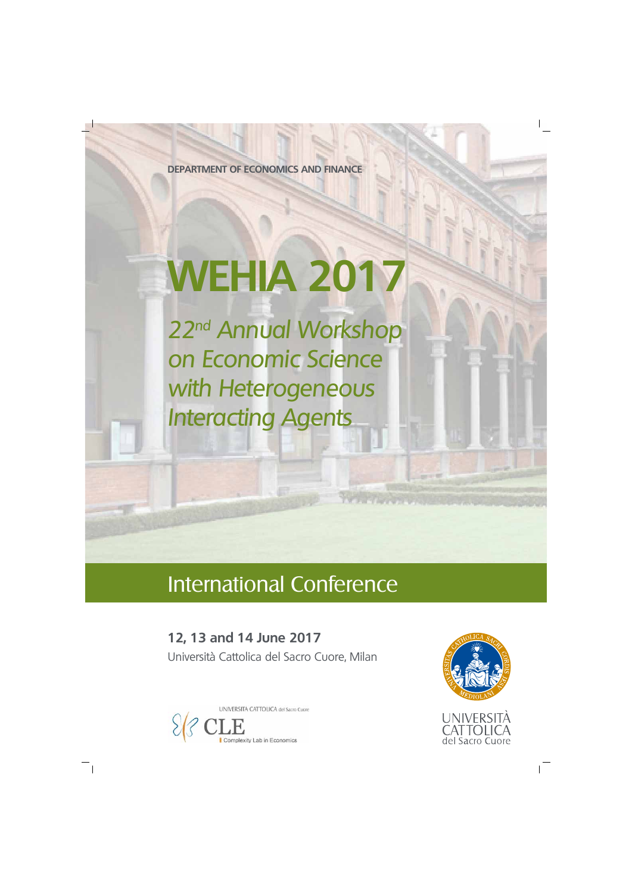DEPARTMENT OF ECONOMICS AND FINANCE

# WEHIA 2017

*22nd Annual Workshop on Economic Science with Heterogeneous Interacting Agents*

## International Conference

**12, 13 and 14 June 2017**

Università Cattolica del Sacro Cuore, Milan

UNIVERSITÀ CATTOLICA del Sacro Cuore

CLE

Complexity Lab in Economics

UNIVERSITÀ CATTOLICA del Sacro Cuore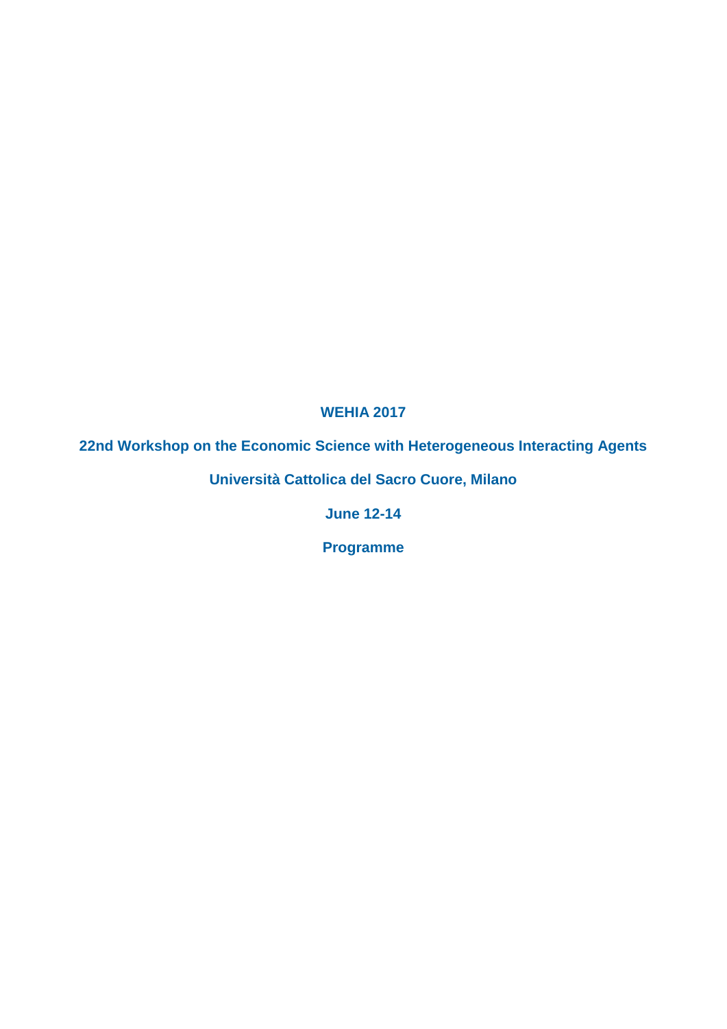**WEHIA 2017**

**22nd Workshop on the Economic Science with Heterogeneous Interacting Agents**

**Università Cattolica del Sacro Cuore, Milano**

**June 12-14**

**Programme**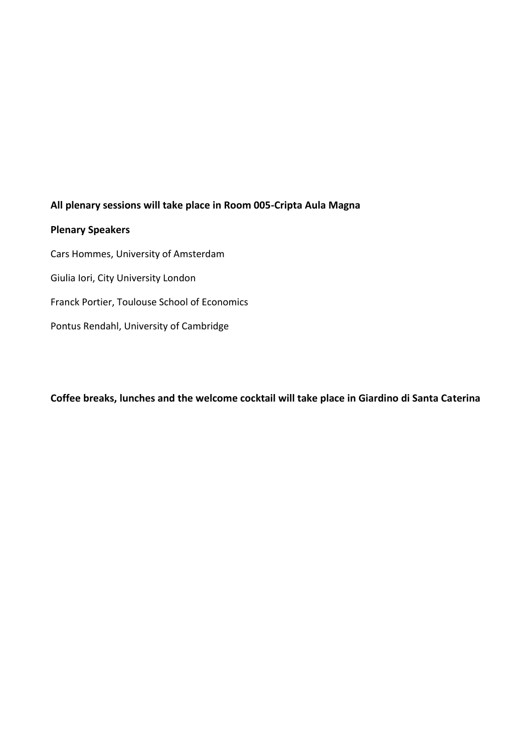**All plenary sessions will take place in Room 005-Cripta Aula Magna**

**Plenary Speakers**

Cars Hommes, University of Amsterdam

Giulia Iori, City University London

Franck Portier, Toulouse School of Economics

Pontus Rendahl, University of Cambridge

**Coffee breaks, lunches and the welcome cocktail will take place in Giardino di Santa Caterina**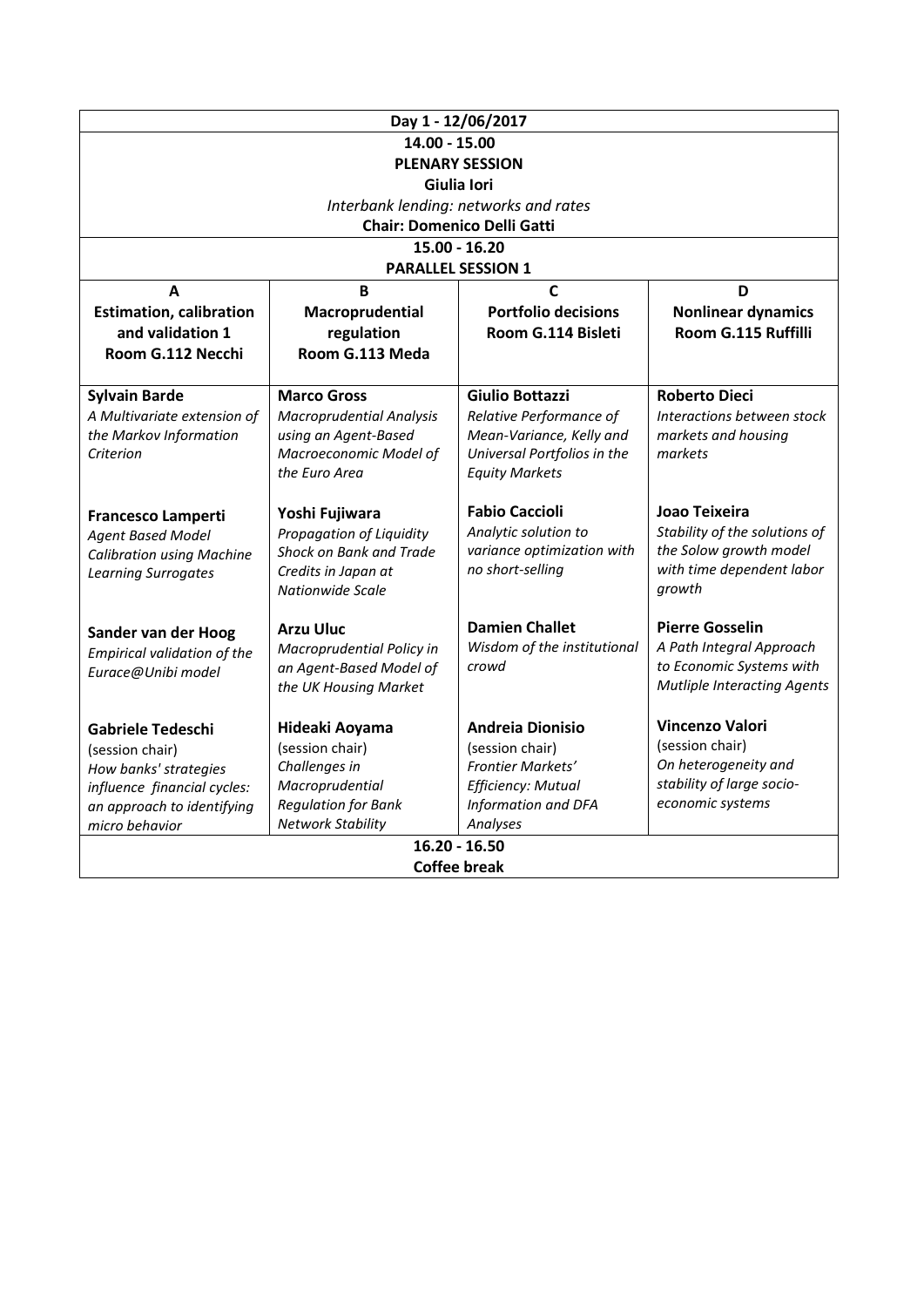**Day 1 - 12/06/2017**

**14.00 - 15.00**

**PLENARY SESSION**

**Giulia Iori**

*Interbank lending: networks and rates*

**Chair: Domenico Delli Gatti**

**15.00 - 16.20**

**PARALLEL SESSION 1**

| **A**<br>**Estimation, calibration and validation 1**<br>**Room G.112 Necchi** | **B**<br>**Macroprudential regulation**<br>**Room G.113 Meda** | **C**<br>**Portfolio decisions**<br>**Room G.114 Bisleti** | **D**<br>**Nonlinear dynamics**<br>**Room G.115 Ruffilli** |
|---|---|---|---|
| **Sylvain Barde**<br>*A Multivariate extension of the Markov Information Criterion* | **Marco Gross**<br>*Macroprudential Analysis using an Agent-Based Macroeconomic Model of the Euro Area* | **Giulio Bottazzi**<br>*Relative Performance of Mean-Variance, Kelly and Universal Portfolios in the Equity Markets* | **Roberto Dieci**<br>*Interactions between stock markets and housing markets* |
| **Francesco Lamperti**<br>*Agent Based Model Calibration using Machine Learning Surrogates* | **Yoshi Fujiwara**<br>*Propagation of Liquidity Shock on Bank and Trade Credits in Japan at Nationwide Scale* | **Fabio Caccioli**<br>*Analytic solution to variance optimization with no short-selling* | **Joao Teixeira**<br>*Stability of the solutions of the Solow growth model with time dependent labor growth* |
| **Sander van der Hoog**<br>*Empirical validation of the Eurace@Unibi model* | **Arzu Uluc**<br>*Macroprudential Policy in an Agent-Based Model of the UK Housing Market* | **Damien Challet**<br>*Wisdom of the institutional crowd* | **Pierre Gosselin**<br>*A Path Integral Approach to Economic Systems with Mutliple Interacting Agents* |
| **Gabriele Tedeschi**<br>(session chair)<br>*How banks' strategies influence financial cycles: an approach to identifying micro behavior* | **Hideaki Aoyama**<br>(session chair)<br>*Challenges in Macroprudential Regulation for Bank Network Stability* | **Andreia Dionisio**<br>(session chair)<br>*Frontier Markets' Efficiency: Mutual Information and DFA Analyses* | **Vincenzo Valori**<br>(session chair)<br>*On heterogeneity and stability of large socio-economic systems* |

**16.20 - 16.50**

**Coffee break**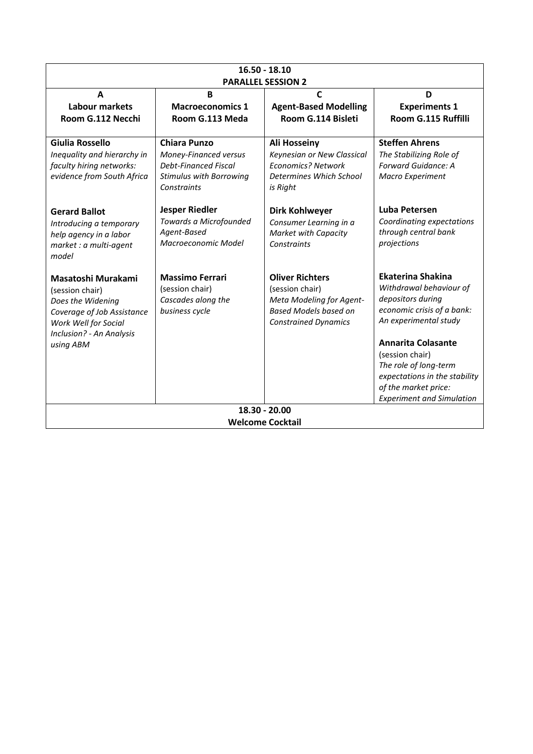| 16.50 - 18.10 PARALLEL SESSION 2 | | | |
|---|---|---|---|
| **A**<br>**Labour markets**<br>**Room G.112 Necchi** | **B**<br>**Macroeconomics 1**<br>**Room G.113 Meda** | **C**<br>**Agent-Based Modelling**<br>**Room G.114 Bisleti** | **D**<br>**Experiments 1**<br>**Room G.115 Ruffilli** |
| **Giulia Rossello**<br>*Inequality and hierarchy in faculty hiring networks: evidence from South Africa* | **Chiara Punzo**<br>*Money-Financed versus Debt-Financed Fiscal Stimulus with Borrowing Constraints* | **Ali Hosseiny**<br>*Keynesian or New Classical Economics? Network Determines Which School is Right* | **Steffen Ahrens**<br>*The Stabilizing Role of Forward Guidance: A Macro Experiment* |
| **Gerard Ballot**<br>*Introducing a temporary help agency in a labor market : a multi-agent model* | **Jesper Riedler**<br>*Towards a Microfounded Agent-Based Macroeconomic Model* | **Dirk Kohlweyer**<br>*Consumer Learning in a Market with Capacity Constraints* | **Luba Petersen**<br>*Coordinating expectations through central bank projections* |
| **Masatoshi Murakami**<br>(session chair)<br>*Does the Widening Coverage of Job Assistance Work Well for Social Inclusion? - An Analysis using ABM* | **Massimo Ferrari**<br>(session chair)<br>*Cascades along the business cycle* | **Oliver Richters**<br>(session chair)<br>*Meta Modeling for Agent-Based Models based on Constrained Dynamics* | **Ekaterina Shakina**<br>*Withdrawal behaviour of depositors during economic crisis of a bank: An experimental study*<br><br>**Annarita Colasante**<br>(session chair)<br>*The role of long-term expectations in the stability of the market price: Experiment and Simulation* |
| 18.30 - 20.00 Welcome Cocktail | | | |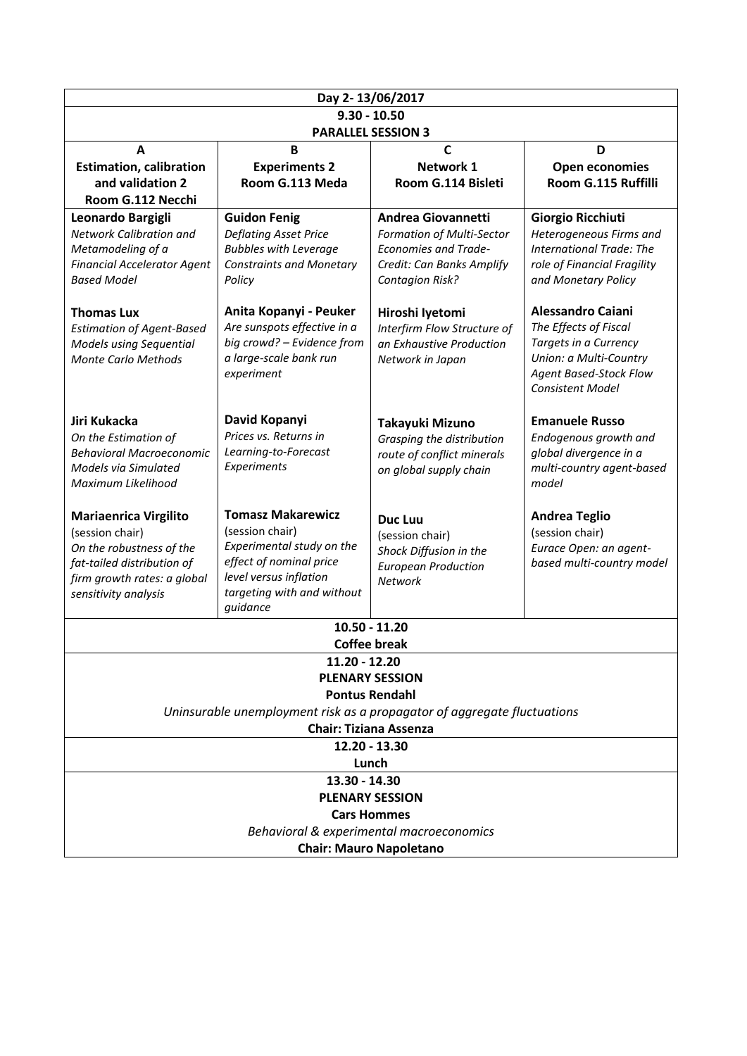| Day 2- 13/06/2017 | | | |
|---|---|---|---|
| **9.30 - 10.50** **PARALLEL SESSION 3** | | | |
| **A** **Estimation, calibration and validation 2** **Room G.112 Necchi** | **B** **Experiments 2** **Room G.113 Meda** | **C** **Network 1** **Room G.114 Bisleti** | **D** **Open economies** **Room G.115 Ruffilli** |
| **Leonardo Bargigli** *Network Calibration and Metamodeling of a Financial Accelerator Agent Based Model* | **Guidon Fenig** *Deflating Asset Price Bubbles with Leverage Constraints and Monetary Policy* | **Andrea Giovannetti** *Formation of Multi-Sector Economies and Trade-Credit: Can Banks Amplify Contagion Risk?* | **Giorgio Ricchiuti** *Heterogeneous Firms and International Trade: The role of Financial Fragility and Monetary Policy* |
| **Thomas Lux** *Estimation of Agent-Based Models using Sequential Monte Carlo Methods* | **Anita Kopanyi - Peuker** *Are sunspots effective in a big crowd? – Evidence from a large-scale bank run experiment* | **Hiroshi Iyetomi** *Interfirm Flow Structure of an Exhaustive Production Network in Japan* | **Alessandro Caiani** *The Effects of Fiscal Targets in a Currency Union: a Multi-Country Agent Based-Stock Flow Consistent Model* |
| **Jiri Kukacka** *On the Estimation of Behavioral Macroeconomic Models via Simulated Maximum Likelihood* | **David Kopanyi** *Prices vs. Returns in Learning-to-Forecast Experiments* | **Takayuki Mizuno** *Grasping the distribution route of conflict minerals on global supply chain* | **Emanuele Russo** *Endogenous growth and global divergence in a multi-country agent-based model* |
| **Mariaenrica Virgilito** (session chair) *On the robustness of the fat-tailed distribution of firm growth rates: a global sensitivity analysis* | **Tomasz Makarewicz** (session chair) *Experimental study on the effect of nominal price level versus inflation targeting with and without guidance* | **Duc Luu** (session chair) *Shock Diffusion in the European Production Network* | **Andrea Teglio** (session chair) *Eurace Open: an agent-based multi-country model* |
| **10.50 - 11.20** **Coffee break** | | | |
| **11.20 - 12.20** **PLENARY SESSION** **Pontus Rendahl** *Uninsurable unemployment risk as a propagator of aggregate fluctuations* **Chair: Tiziana Assenza** | | | |
| **12.20 - 13.30** **Lunch** | | | |
| **13.30 - 14.30** **PLENARY SESSION** **Cars Hommes** *Behavioral & experimental macroeconomics* **Chair: Mauro Napoletano** | | | |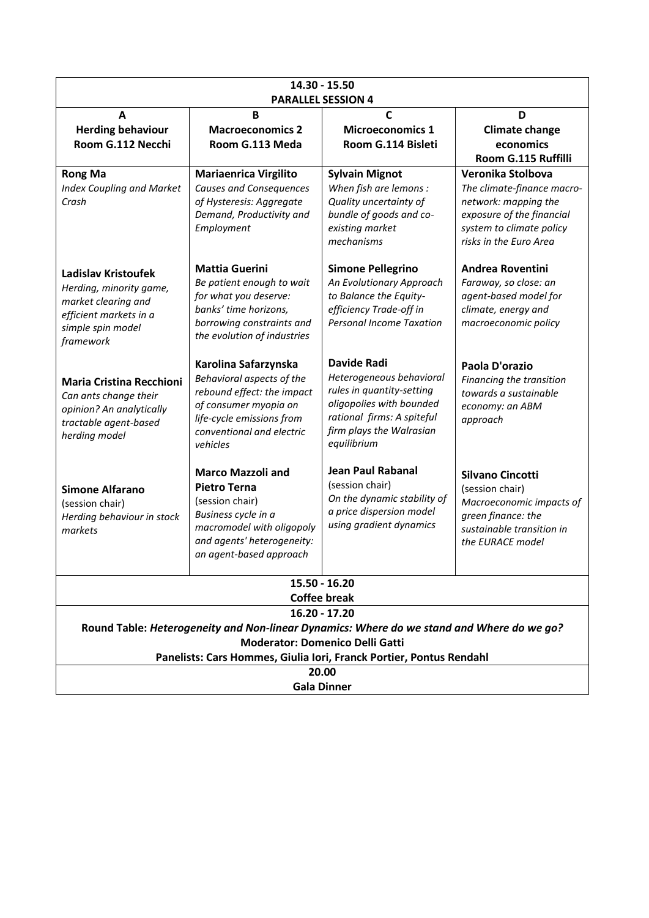| 14.30 - 15.50 PARALLEL SESSION 4 | | | |
|---|---|---|---|
| **A** **Herding behaviour** **Room G.112 Necchi** | **B** **Macroeconomics 2** **Room G.113 Meda** | **C** **Microeconomics 1** **Room G.114 Bisleti** | **D** **Climate change economics** **Room G.115 Ruffilli** |
| **Rong Ma** *Index Coupling and Market Crash* | **Mariaenrica Virgilito** *Causes and Consequences of Hysteresis: Aggregate Demand, Productivity and Employment* | **Sylvain Mignot** *When fish are lemons : Quality uncertainty of bundle of goods and co-existing market mechanisms* | **Veronika Stolbova** *The climate-finance macro-network: mapping the exposure of the financial system to climate policy risks in the Euro Area* |
| **Ladislav Kristoufek** *Herding, minority game, market clearing and efficient markets in a simple spin model framework* | **Mattia Guerini** *Be patient enough to wait for what you deserve: banks' time horizons, borrowing constraints and the evolution of industries* | **Simone Pellegrino** *An Evolutionary Approach to Balance the Equity-efficiency Trade-off in Personal Income Taxation* | **Andrea Roventini** *Faraway, so close: an agent-based model for climate, energy and macroeconomic policy* |
| **Maria Cristina Recchioni** *Can ants change their opinion? An analytically tractable agent-based herding model* | **Karolina Safarzynska** *Behavioral aspects of the rebound effect: the impact of consumer myopia on life-cycle emissions from conventional and electric vehicles* | **Davide Radi** *Heterogeneous behavioral rules in quantity-setting oligopolies with bounded rational firms: A spiteful firm plays the Walrasian equilibrium* | **Paola D'orazio** *Financing the transition towards a sustainable economy: an ABM approach* |
| **Simone Alfarano** (session chair) *Herding behaviour in stock markets* | **Marco Mazzoli and Pietro Terna** (session chair) *Business cycle in a macromodel with oligopoly and agents' heterogeneity: an agent-based approach* | **Jean Paul Rabanal** (session chair) *On the dynamic stability of a price dispersion model using gradient dynamics* | **Silvano Cincotti** (session chair) *Macroeconomic impacts of green finance: the sustainable transition in the EURACE model* |
| **15.50 - 16.20** **Coffee break** | | | |
| **16.20 - 17.20** **Round Table: *Heterogeneity and Non-linear Dynamics: Where do we stand and Where do we go?*** **Moderator: Domenico Delli Gatti** **Panelists: Cars Hommes, Giulia Iori, Franck Portier, Pontus Rendahl** | | | |
| **20.00** **Gala Dinner** | | | |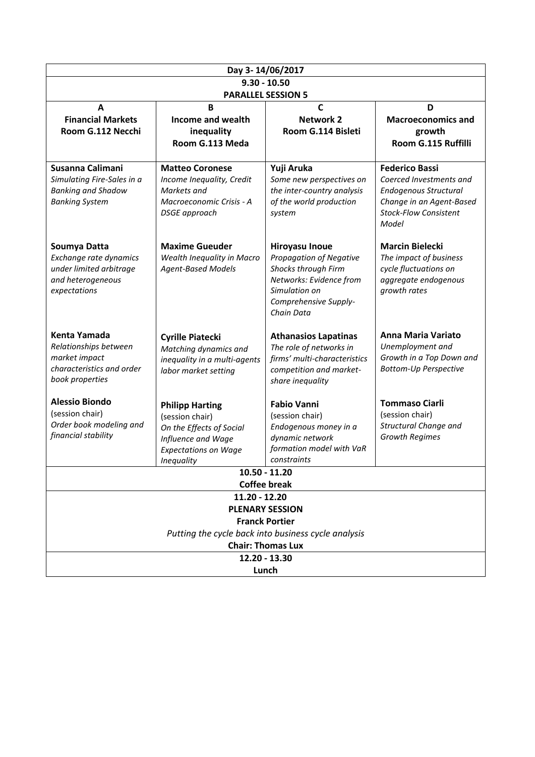| Day 3- 14/06/2017 | | | |
|---|---|---|---|
| **9.30 - 10.50**<br>**PARALLEL SESSION 5** | | | |
| **A**<br>**Financial Markets**<br>**Room G.112 Necchi** | **B**<br>**Income and wealth inequality**<br>**Room G.113 Meda** | **C**<br>**Network 2**<br>**Room G.114 Bisleti** | **D**<br>**Macroeconomics and growth**<br>**Room G.115 Ruffilli** |
| **Susanna Calimani**<br>*Simulating Fire-Sales in a Banking and Shadow Banking System* | **Matteo Coronese**<br>*Income Inequality, Credit Markets and Macroeconomic Crisis - A DSGE approach* | **Yuji Aruka**<br>*Some new perspectives on the inter-country analysis of the world production system* | **Federico Bassi**<br>*Coerced Investments and Endogenous Structural Change in an Agent-Based Stock-Flow Consistent Model* |
| **Soumya Datta**<br>*Exchange rate dynamics under limited arbitrage and heterogeneous expectations* | **Maxime Gueuder**<br>*Wealth Inequality in Macro Agent-Based Models* | **Hiroyasu Inoue**<br>*Propagation of Negative Shocks through Firm Networks: Evidence from Simulation on Comprehensive Supply-Chain Data* | **Marcin Bielecki**<br>*The impact of business cycle fluctuations on aggregate endogenous growth rates* |
| **Kenta Yamada**<br>*Relationships between market impact characteristics and order book properties* | **Cyrille Piatecki**<br>*Matching dynamics and inequality in a multi-agents labor market setting* | **Athanasios Lapatinas**<br>*The role of networks in firms' multi-characteristics competition and market-share inequality* | **Anna Maria Variato**<br>*Unemployment and Growth in a Top Down and Bottom-Up Perspective* |
| **Alessio Biondo**<br>(session chair)<br>*Order book modeling and financial stability* | **Philipp Harting**<br>(session chair)<br>*On the Effects of Social Influence and Wage Expectations on Wage Inequality* | **Fabio Vanni**<br>(session chair)<br>*Endogenous money in a dynamic network formation model with VaR constraints* | **Tommaso Ciarli**<br>(session chair)<br>*Structural Change and Growth Regimes* |
| **10.50 - 11.20**<br>**Coffee break** | | | |
| **11.20 - 12.20**<br>**PLENARY SESSION**<br>**Franck Portier**<br>*Putting the cycle back into business cycle analysis*<br>**Chair: Thomas Lux** | | | |
| **12.20 - 13.30**<br>**Lunch** | | | |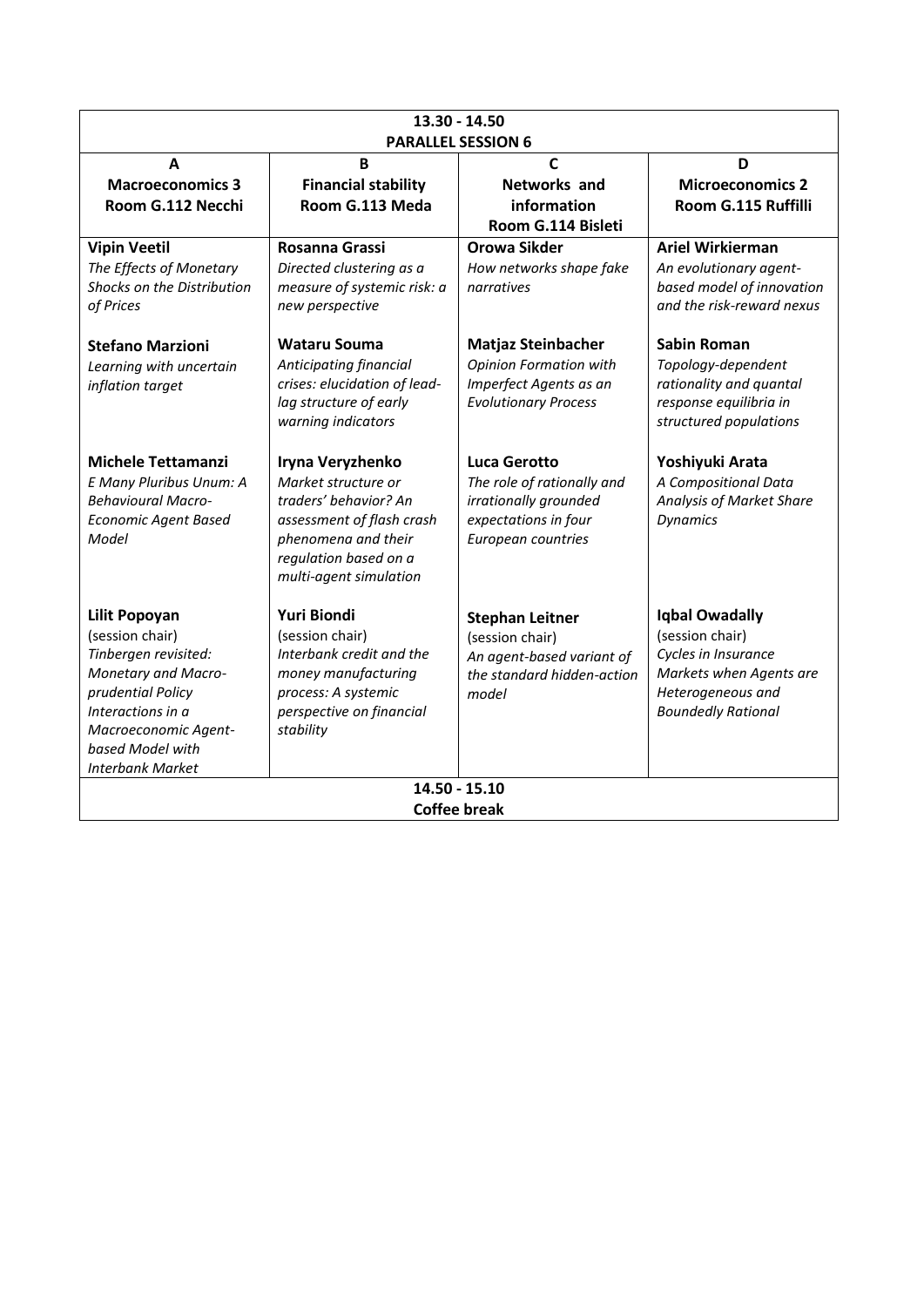| 13.30 - 14.50 PARALLEL SESSION 6 | | | |
|---|---|---|---|
| **A** **Macroeconomics 3** **Room G.112 Necchi** | **B** **Financial stability** **Room G.113 Meda** | **C** **Networks and information** **Room G.114 Bisleti** | **D** **Microeconomics 2** **Room G.115 Ruffilli** |
| **Vipin Veetil** *The Effects of Monetary Shocks on the Distribution of Prices* | **Rosanna Grassi** *Directed clustering as a measure of systemic risk: a new perspective* | **Orowa Sikder** *How networks shape fake narratives* | **Ariel Wirkierman** *An evolutionary agent-based model of innovation and the risk-reward nexus* |
| **Stefano Marzioni** *Learning with uncertain inflation target* | **Wataru Souma** *Anticipating financial crises: elucidation of lead-lag structure of early warning indicators* | **Matjaz Steinbacher** *Opinion Formation with Imperfect Agents as an Evolutionary Process* | **Sabin Roman** *Topology-dependent rationality and quantal response equilibria in structured populations* |
| **Michele Tettamanzi** *E Many Pluribus Unum: A Behavioural Macro-Economic Agent Based Model* | **Iryna Veryzhenko** *Market structure or traders' behavior? An assessment of flash crash phenomena and their regulation based on a multi-agent simulation* | **Luca Gerotto** *The role of rationally and irrationally grounded expectations in four European countries* | **Yoshiyuki Arata** *A Compositional Data Analysis of Market Share Dynamics* |
| **Lilit Popoyan** (session chair) *Tinbergen revisited: Monetary and Macro-prudential Policy Interactions in a Macroeconomic Agent-based Model with Interbank Market* | **Yuri Biondi** (session chair) *Interbank credit and the money manufacturing process: A systemic perspective on financial stability* | **Stephan Leitner** (session chair) *An agent-based variant of the standard hidden-action model* | **Iqbal Owadally** (session chair) *Cycles in Insurance Markets when Agents are Heterogeneous and Boundedly Rational* |
| **14.50 - 15.10 Coffee break** | | | |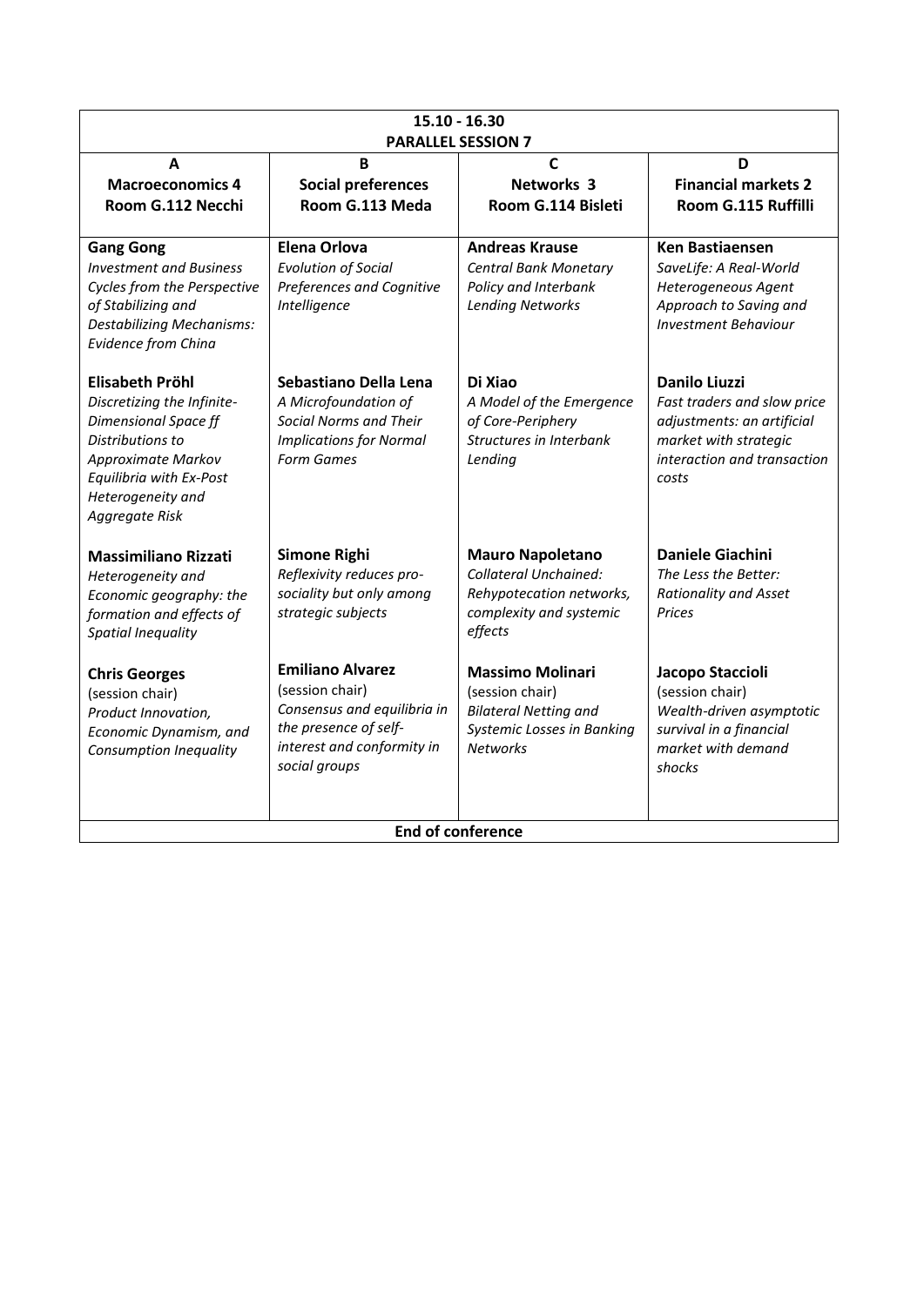| 15.10 - 16.30 PARALLEL SESSION 7 | | | |
|---|---|---|---|
| **A**<br>**Macroeconomics 4**<br>**Room G.112 Necchi** | **B**<br>**Social preferences**<br>**Room G.113 Meda** | **C**<br>**Networks 3**<br>**Room G.114 Bisleti** | **D**<br>**Financial markets 2**<br>**Room G.115 Ruffilli** |
| **Gang Gong**<br>*Investment and Business Cycles from the Perspective of Stabilizing and Destabilizing Mechanisms: Evidence from China* | **Elena Orlova**<br>*Evolution of Social Preferences and Cognitive Intelligence* | **Andreas Krause**<br>*Central Bank Monetary Policy and Interbank Lending Networks* | **Ken Bastiaensen**<br>*SaveLife: A Real-World Heterogeneous Agent Approach to Saving and Investment Behaviour* |
| **Elisabeth Pröhl**<br>*Discretizing the Infinite-Dimensional Space ff Distributions to Approximate Markov Equilibria with Ex-Post Heterogeneity and Aggregate Risk* | **Sebastiano Della Lena**<br>*A Microfoundation of Social Norms and Their Implications for Normal Form Games* | **Di Xiao**<br>*A Model of the Emergence of Core-Periphery Structures in Interbank Lending* | **Danilo Liuzzi**<br>*Fast traders and slow price adjustments: an artificial market with strategic interaction and transaction costs* |
| **Massimiliano Rizzati**<br>*Heterogeneity and Economic geography: the formation and effects of Spatial Inequality* | **Simone Righi**<br>*Reflexivity reduces pro-sociality but only among strategic subjects* | **Mauro Napoletano**<br>*Collateral Unchained: Rehypotecation networks, complexity and systemic effects* | **Daniele Giachini**<br>*The Less the Better: Rationality and Asset Prices* |
| **Chris Georges**<br>(session chair)<br>*Product Innovation, Economic Dynamism, and Consumption Inequality* | **Emiliano Alvarez**<br>(session chair)<br>*Consensus and equilibria in the presence of self-interest and conformity in social groups* | **Massimo Molinari**<br>(session chair)<br>*Bilateral Netting and Systemic Losses in Banking Networks* | **Jacopo Staccioli**<br>(session chair)<br>*Wealth-driven asymptotic survival in a financial market with demand shocks* |
| **End of conference** | | | |